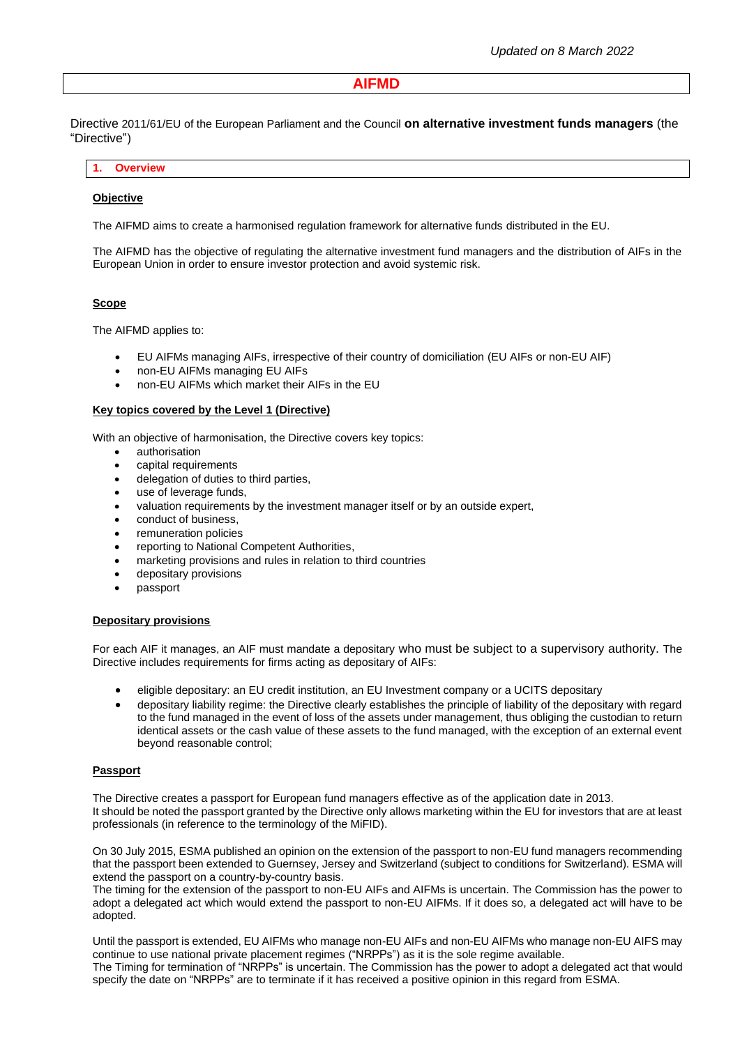*Updated on 8 March 2022*

# AIFMD

Directive 2011/61/EU of the European Parliament and the Council **on alternative investment funds managers** (the "Directive")

## 1. Overview

**Objective**

The AIFMD aims to create a harmonised regulation framework for alternative funds distributed in the EU.

The AIFMD has the objective of regulating the alternative investment fund managers and the distribution of AIFs in the European Union in order to ensure investor protection and avoid systemic risk.

**Scope**

The AIFMD applies to:

- EU AIFMs managing AIFs, irrespective of their country of domiciliation (EU AIFs or non-EU AIF)
- non-EU AIFMs managing EU AIFs
- non-EU AIFMs which market their AIFs in the EU

**Key topics covered by the Level 1 (Directive)**

With an objective of harmonisation, the Directive covers key topics:

- authorisation
- capital requirements
- delegation of duties to third parties,
- use of leverage funds,
- valuation requirements by the investment manager itself or by an outside expert,
- conduct of business,
- remuneration policies
- reporting to National Competent Authorities,
- marketing provisions and rules in relation to third countries
- depositary provisions
- passport

**Depositary provisions**

For each AIF it manages, an AIF must mandate a depositary who must be subject to a supervisory authority. The Directive includes requirements for firms acting as depositary of AIFs:

- eligible depositary: an EU credit institution, an EU Investment company or a UCITS depositary
- depositary liability regime: the Directive clearly establishes the principle of liability of the depositary with regard to the fund managed in the event of loss of the assets under management, thus obliging the custodian to return identical assets or the cash value of these assets to the fund managed, with the exception of an external event beyond reasonable control;

**Passport**

The Directive creates a passport for European fund managers effective as of the application date in 2013.
It should be noted the passport granted by the Directive only allows marketing within the EU for investors that are at least professionals (in reference to the terminology of the MiFID).

On 30 July 2015, ESMA published an opinion on the extension of the passport to non-EU fund managers recommending that the passport been extended to Guernsey, Jersey and Switzerland (subject to conditions for Switzerland). ESMA will extend the passport on a country-by-country basis.
The timing for the extension of the passport to non-EU AIFs and AIFMs is uncertain. The Commission has the power to adopt a delegated act which would extend the passport to non-EU AIFMs. If it does so, a delegated act will have to be adopted.

Until the passport is extended, EU AIFMs who manage non-EU AIFs and non-EU AIFMs who manage non-EU AIFS may continue to use national private placement regimes ("NRPPs") as it is the sole regime available.
The Timing for termination of "NRPPs" is uncertain. The Commission has the power to adopt a delegated act that would specify the date on "NRPPs" are to terminate if it has received a positive opinion in this regard from ESMA.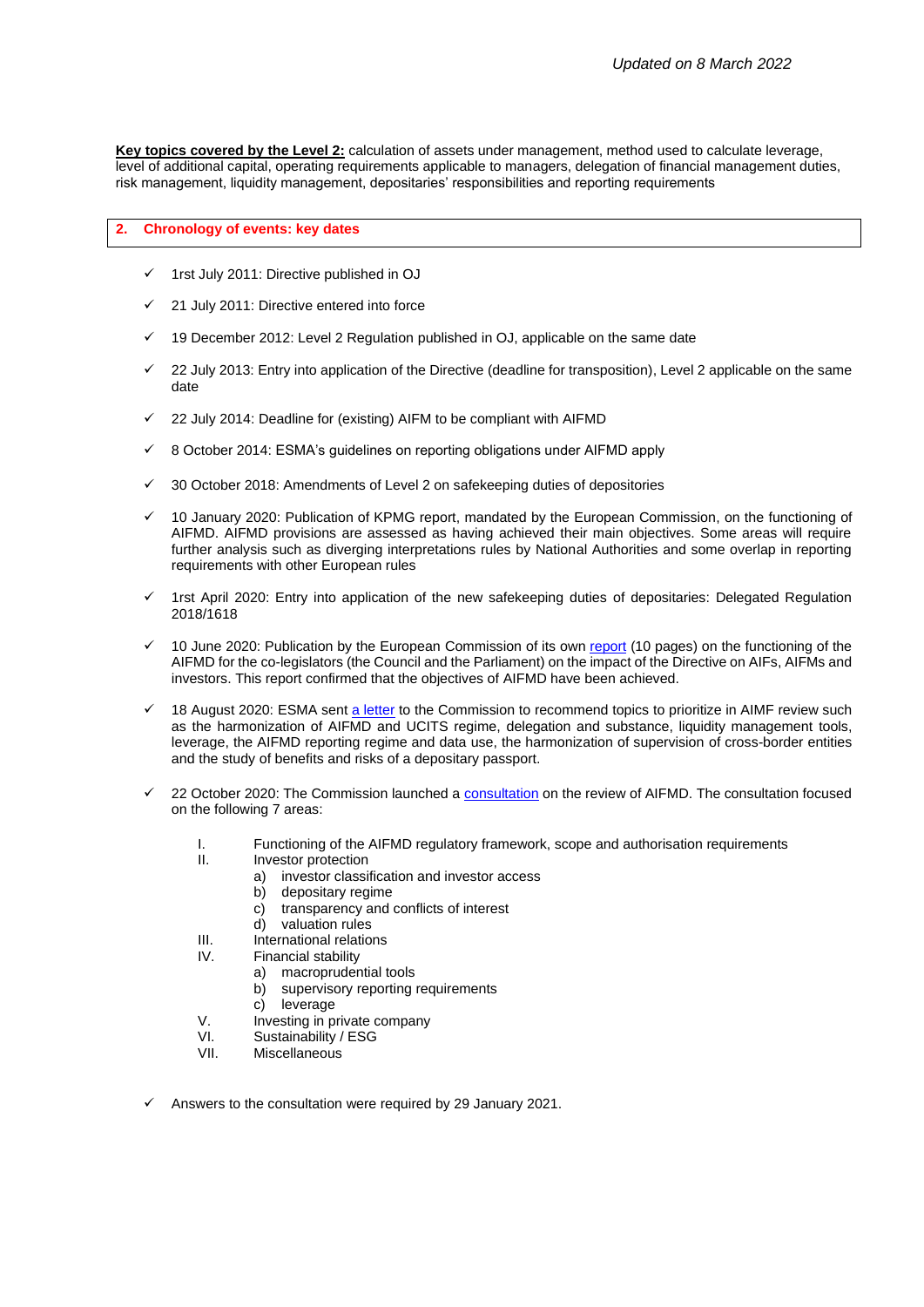*Updated on 8 March 2022*

**Key topics covered by the Level 2:** calculation of assets under management, method used to calculate leverage, level of additional capital, operating requirements applicable to managers, delegation of financial management duties, risk management, liquidity management, depositaries' responsibilities and reporting requirements

## 2. Chronology of events: key dates

- ✓ 1rst July 2011: Directive published in OJ
- ✓ 21 July 2011: Directive entered into force
- ✓ 19 December 2012: Level 2 Regulation published in OJ, applicable on the same date
- ✓ 22 July 2013: Entry into application of the Directive (deadline for transposition), Level 2 applicable on the same date
- ✓ 22 July 2014: Deadline for (existing) AIFM to be compliant with AIFMD
- ✓ 8 October 2014: ESMA's guidelines on reporting obligations under AIFMD apply
- ✓ 30 October 2018: Amendments of Level 2 on safekeeping duties of depositories
- ✓ 10 January 2020: Publication of KPMG report, mandated by the European Commission, on the functioning of AIFMD. AIFMD provisions are assessed as having achieved their main objectives. Some areas will require further analysis such as diverging interpretations rules by National Authorities and some overlap in reporting requirements with other European rules
- ✓ 1rst April 2020: Entry into application of the new safekeeping duties of depositaries: Delegated Regulation 2018/1618
- ✓ 10 June 2020: Publication by the European Commission of its own report (10 pages) on the functioning of the AIFMD for the co-legislators (the Council and the Parliament) on the impact of the Directive on AIFs, AIFMs and investors. This report confirmed that the objectives of AIFMD have been achieved.
- ✓ 18 August 2020: ESMA sent a letter to the Commission to recommend topics to prioritize in AIMF review such as the harmonization of AIFMD and UCITS regime, delegation and substance, liquidity management tools, leverage, the AIFMD reporting regime and data use, the harmonization of supervision of cross-border entities and the study of benefits and risks of a depositary passport.
- ✓ 22 October 2020: The Commission launched a consultation on the review of AIFMD. The consultation focused on the following 7 areas:

  I. Functioning of the AIFMD regulatory framework, scope and authorisation requirements
  II. Investor protection
     a) investor classification and investor access
     b) depositary regime
     c) transparency and conflicts of interest
     d) valuation rules
  III. International relations
  IV. Financial stability
     a) macroprudential tools
     b) supervisory reporting requirements
     c) leverage
  V. Investing in private company
  VI. Sustainability / ESG
  VII. Miscellaneous

- ✓ Answers to the consultation were required by 29 January 2021.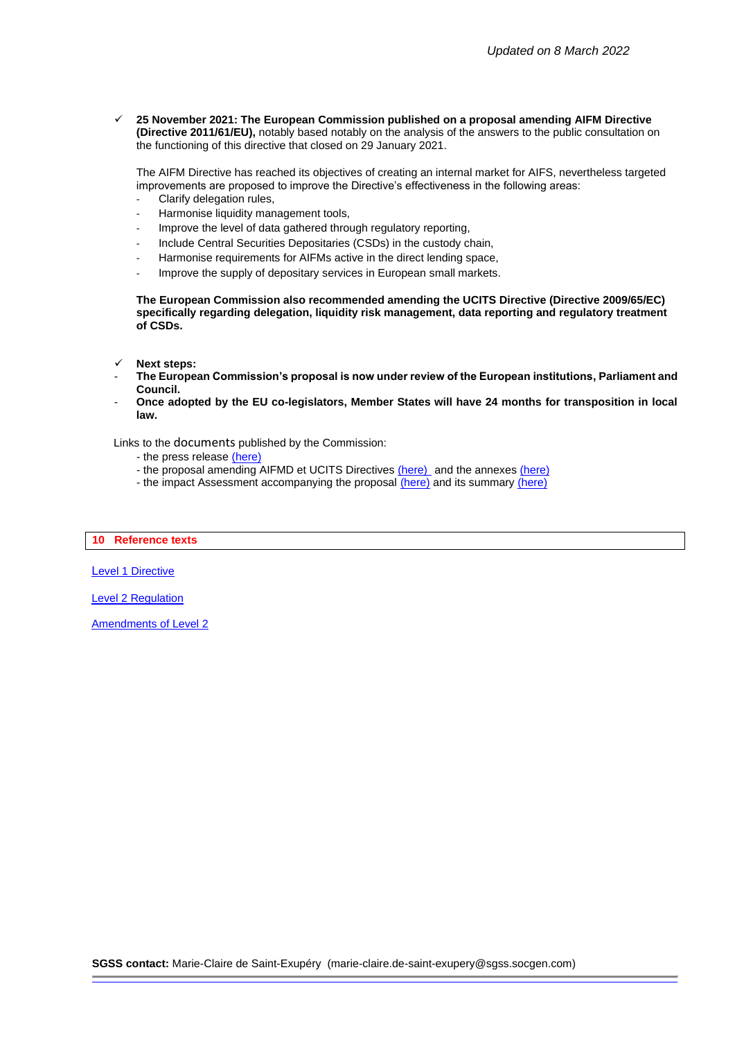- ✓ **25 November 2021: The European Commission published on a proposal amending AIFM Directive (Directive 2011/61/EU),** notably based notably on the analysis of the answers to the public consultation on the functioning of this directive that closed on 29 January 2021.

  The AIFM Directive has reached its objectives of creating an internal market for AIFS, nevertheless targeted improvements are proposed to improve the Directive's effectiveness in the following areas:
  - Clarify delegation rules,
  - Harmonise liquidity management tools,
  - Improve the level of data gathered through regulatory reporting,
  - Include Central Securities Depositaries (CSDs) in the custody chain,
  - Harmonise requirements for AIFMs active in the direct lending space,
  - Improve the supply of depositary services in European small markets.

  **The European Commission also recommended amending the UCITS Directive (Directive 2009/65/EC) specifically regarding delegation, liquidity risk management, data reporting and regulatory treatment of CSDs.**

- ✓ **Next steps:**
  - **The European Commission's proposal is now under review of the European institutions, Parliament and Council.**
  - **Once adopted by the EU co-legislators, Member States will have 24 months for transposition in local law.**

Links to the documents published by the Commission:
- the press release (here)
- the proposal amending AIFMD et UCITS Directives (here) and the annexes (here)
- the impact Assessment accompanying the proposal (here) and its summary (here)

## 10 Reference texts

Level 1 Directive

Level 2 Regulation

Amendments of Level 2

**SGSS contact:** Marie-Claire de Saint-Exupéry (marie-claire.de-saint-exupery@sgss.socgen.com)